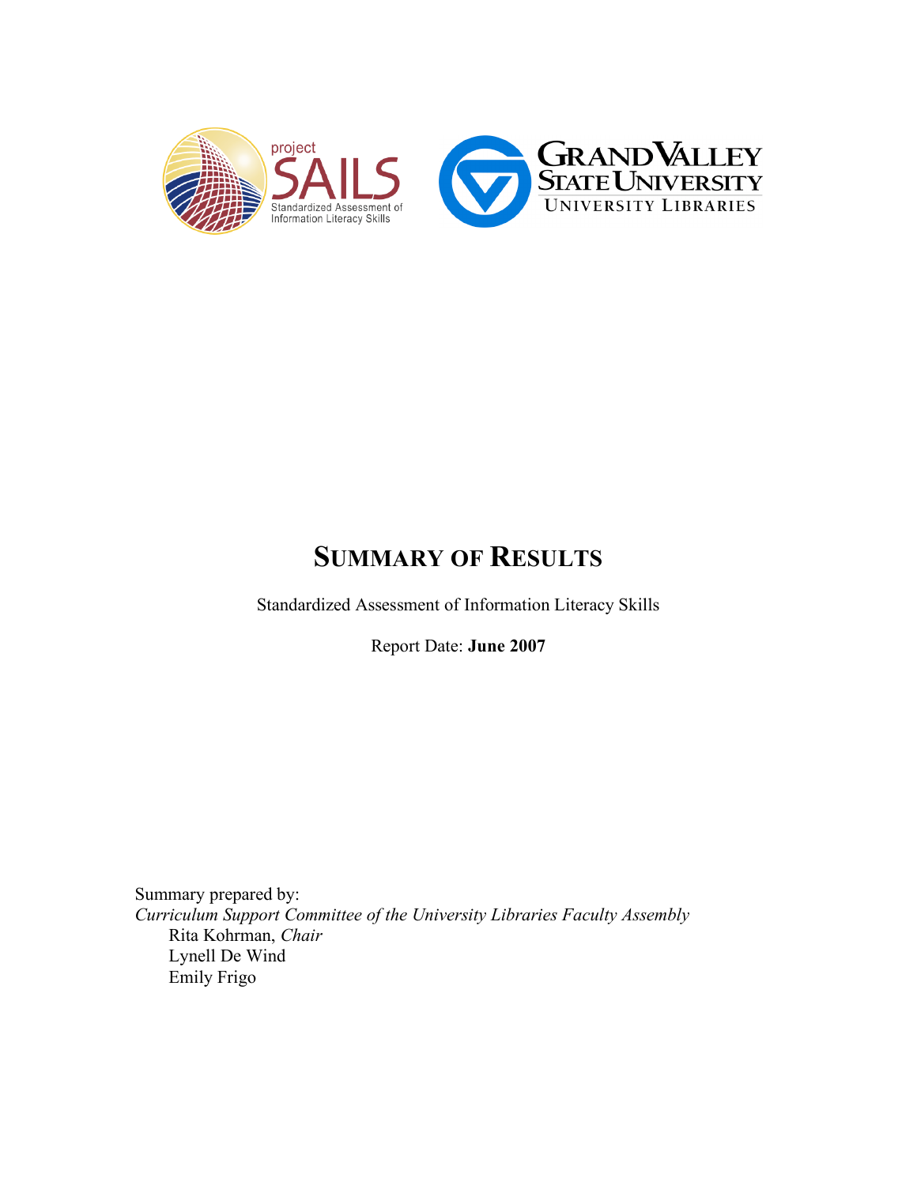# SUMMARY OF RESULTS

Standardized Assessment of Information Literacy Skills

Report Date: **June 2007**

Summary prepared by:
*Curriculum Support Committee of the University Libraries Faculty Assembly*
Rita Kohrman, *Chair*
Lynell De Wind
Emily Frigo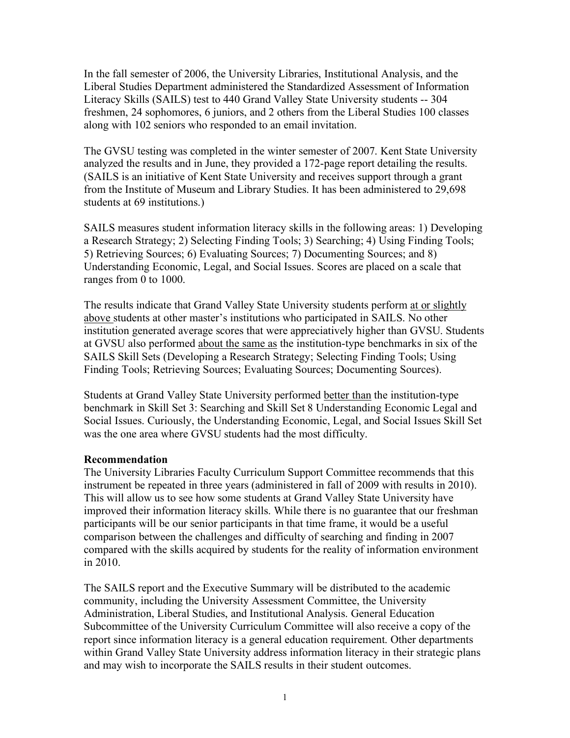In the fall semester of 2006, the University Libraries, Institutional Analysis, and the Liberal Studies Department administered the Standardized Assessment of Information Literacy Skills (SAILS) test to 440 Grand Valley State University students -- 304 freshmen, 24 sophomores, 6 juniors, and 2 others from the Liberal Studies 100 classes along with 102 seniors who responded to an email invitation.

The GVSU testing was completed in the winter semester of 2007. Kent State University analyzed the results and in June, they provided a 172-page report detailing the results. (SAILS is an initiative of Kent State University and receives support through a grant from the Institute of Museum and Library Studies. It has been administered to 29,698 students at 69 institutions.)

SAILS measures student information literacy skills in the following areas: 1) Developing a Research Strategy; 2) Selecting Finding Tools; 3) Searching; 4) Using Finding Tools; 5) Retrieving Sources; 6) Evaluating Sources; 7) Documenting Sources; and 8) Understanding Economic, Legal, and Social Issues. Scores are placed on a scale that ranges from 0 to 1000.

The results indicate that Grand Valley State University students perform <u>at or slightly above</u> students at other master's institutions who participated in SAILS. No other institution generated average scores that were appreciatively higher than GVSU. Students at GVSU also performed <u>about the same as</u> the institution-type benchmarks in six of the SAILS Skill Sets (Developing a Research Strategy; Selecting Finding Tools; Using Finding Tools; Retrieving Sources; Evaluating Sources; Documenting Sources).

Students at Grand Valley State University performed <u>better than</u> the institution-type benchmark in Skill Set 3: Searching and Skill Set 8 Understanding Economic Legal and Social Issues. Curiously, the Understanding Economic, Legal, and Social Issues Skill Set was the one area where GVSU students had the most difficulty.

**Recommendation**

The University Libraries Faculty Curriculum Support Committee recommends that this instrument be repeated in three years (administered in fall of 2009 with results in 2010). This will allow us to see how some students at Grand Valley State University have improved their information literacy skills. While there is no guarantee that our freshman participants will be our senior participants in that time frame, it would be a useful comparison between the challenges and difficulty of searching and finding in 2007 compared with the skills acquired by students for the reality of information environment in 2010.

The SAILS report and the Executive Summary will be distributed to the academic community, including the University Assessment Committee, the University Administration, Liberal Studies, and Institutional Analysis. General Education Subcommittee of the University Curriculum Committee will also receive a copy of the report since information literacy is a general education requirement. Other departments within Grand Valley State University address information literacy in their strategic plans and may wish to incorporate the SAILS results in their student outcomes.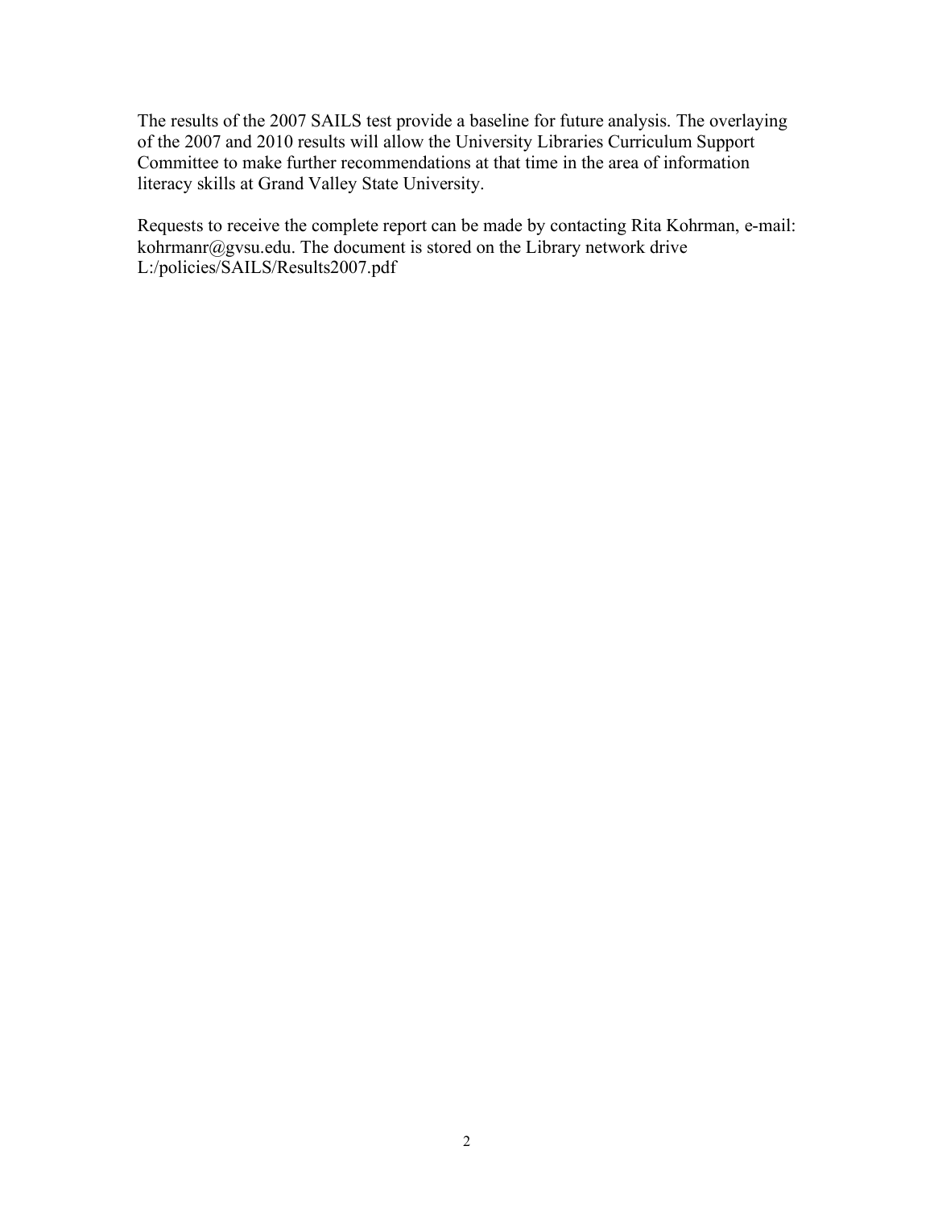The results of the 2007 SAILS test provide a baseline for future analysis. The overlaying of the 2007 and 2010 results will allow the University Libraries Curriculum Support Committee to make further recommendations at that time in the area of information literacy skills at Grand Valley State University.

Requests to receive the complete report can be made by contacting Rita Kohrman, e-mail: kohrmanr@gvsu.edu. The document is stored on the Library network drive L:/policies/SAILS/Results2007.pdf